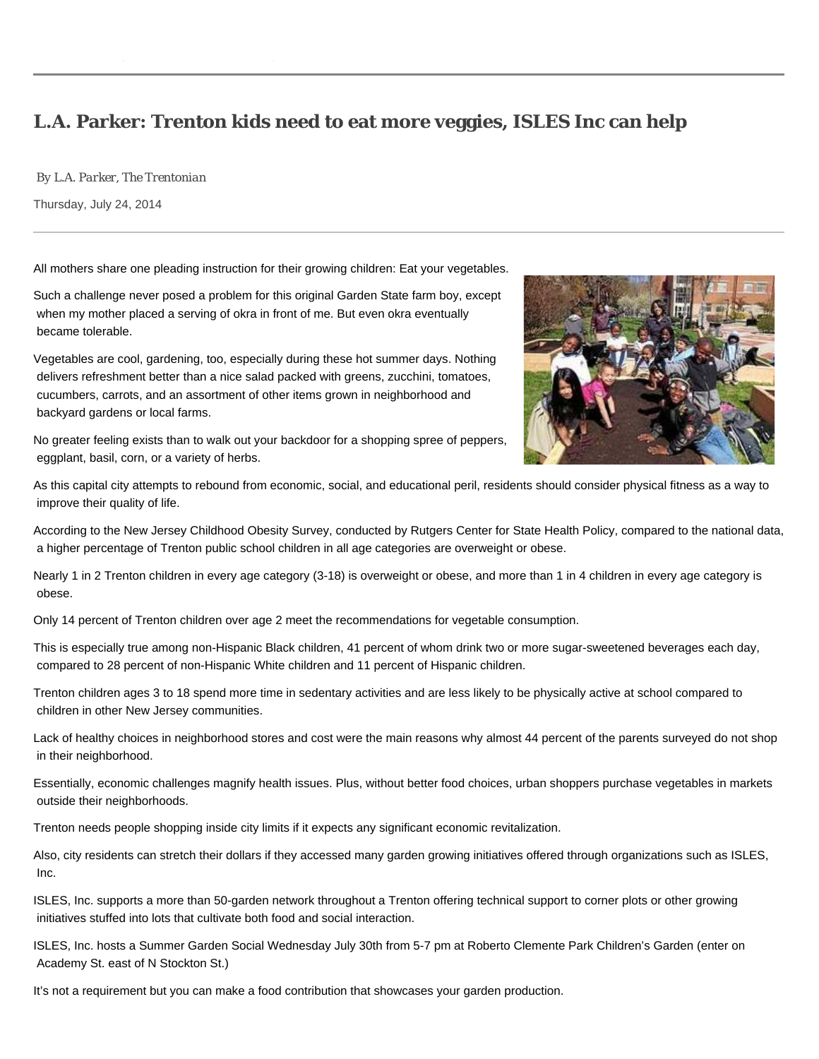# L.A. Parker: Trenton kids need to eat more veggies, ISLES Inc can help

*By L.A. Parker, The Trentonian*

Thursday, July 24, 2014

All mothers share one pleading instruction for their growing children: Eat your vegetables.

Such a challenge never posed a problem for this original Garden State farm boy, except when my mother placed a serving of okra in front of me. But even okra eventually became tolerable.

Vegetables are cool, gardening, too, especially during these hot summer days. Nothing delivers refreshment better than a nice salad packed with greens, zucchini, tomatoes, cucumbers, carrots, and an assortment of other items grown in neighborhood and backyard gardens or local farms.

No greater feeling exists than to walk out your backdoor for a shopping spree of peppers, eggplant, basil, corn, or a variety of herbs.

As this capital city attempts to rebound from economic, social, and educational peril, residents should consider physical fitness as a way to improve their quality of life.

According to the New Jersey Childhood Obesity Survey, conducted by Rutgers Center for State Health Policy, compared to the national data, a higher percentage of Trenton public school children in all age categories are overweight or obese.

Nearly 1 in 2 Trenton children in every age category (3-18) is overweight or obese, and more than 1 in 4 children in every age category is obese.

Only 14 percent of Trenton children over age 2 meet the recommendations for vegetable consumption.

This is especially true among non-Hispanic Black children, 41 percent of whom drink two or more sugar-sweetened beverages each day, compared to 28 percent of non-Hispanic White children and 11 percent of Hispanic children.

Trenton children ages 3 to 18 spend more time in sedentary activities and are less likely to be physically active at school compared to children in other New Jersey communities.

Lack of healthy choices in neighborhood stores and cost were the main reasons why almost 44 percent of the parents surveyed do not shop in their neighborhood.

Essentially, economic challenges magnify health issues. Plus, without better food choices, urban shoppers purchase vegetables in markets outside their neighborhoods.

Trenton needs people shopping inside city limits if it expects any significant economic revitalization.

Also, city residents can stretch their dollars if they accessed many garden growing initiatives offered through organizations such as ISLES, Inc.

ISLES, Inc. supports a more than 50-garden network throughout a Trenton offering technical support to corner plots or other growing initiatives stuffed into lots that cultivate both food and social interaction.

ISLES, Inc. hosts a Summer Garden Social Wednesday July 30th from 5-7 pm at Roberto Clemente Park Children's Garden (enter on Academy St. east of N Stockton St.)

It's not a requirement but you can make a food contribution that showcases your garden production.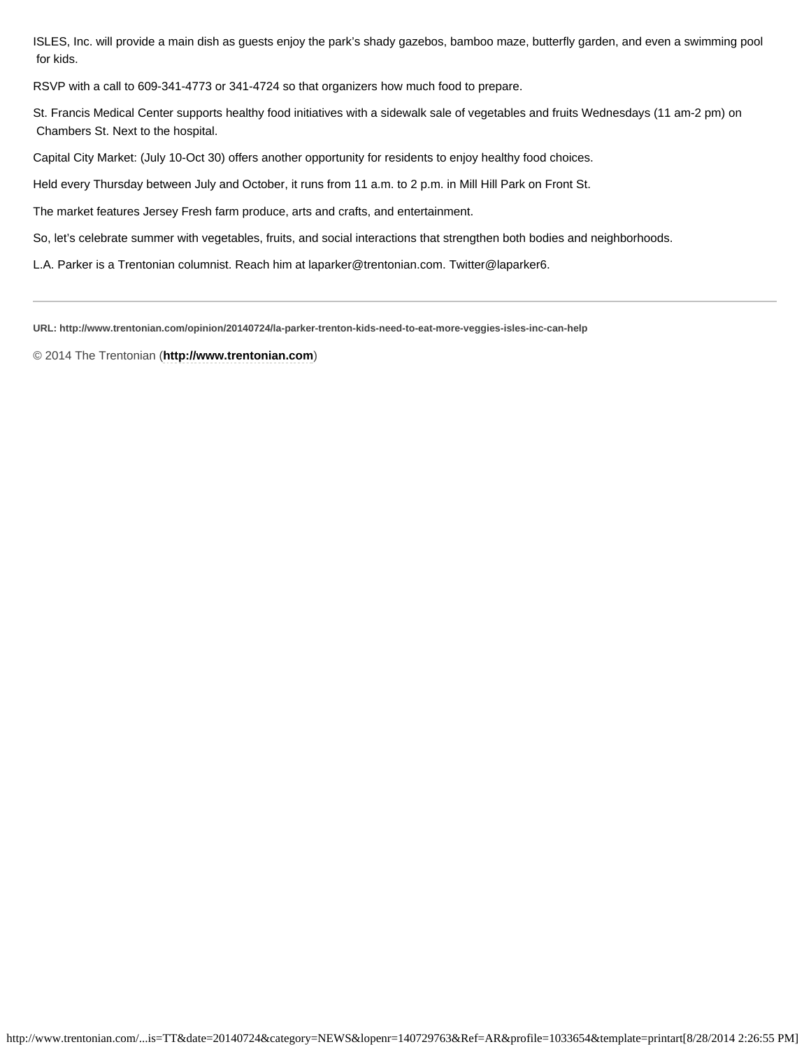ISLES, Inc. will provide a main dish as guests enjoy the park's shady gazebos, bamboo maze, butterfly garden, and even a swimming pool for kids.

RSVP with a call to 609-341-4773 or 341-4724 so that organizers how much food to prepare.

St. Francis Medical Center supports healthy food initiatives with a sidewalk sale of vegetables and fruits Wednesdays (11 am-2 pm) on Chambers St. Next to the hospital.

Capital City Market: (July 10-Oct 30) offers another opportunity for residents to enjoy healthy food choices.

Held every Thursday between July and October, it runs from 11 a.m. to 2 p.m. in Mill Hill Park on Front St.

The market features Jersey Fresh farm produce, arts and crafts, and entertainment.

So, let's celebrate summer with vegetables, fruits, and social interactions that strengthen both bodies and neighborhoods.

L.A. Parker is a Trentonian columnist. Reach him at laparker@trentonian.com. Twitter@laparker6.

---

**URL: http://www.trentonian.com/opinion/20140724/la-parker-trenton-kids-need-to-eat-more-veggies-isles-inc-can-help**

© 2014 The Trentonian (**http://www.trentonian.com**)